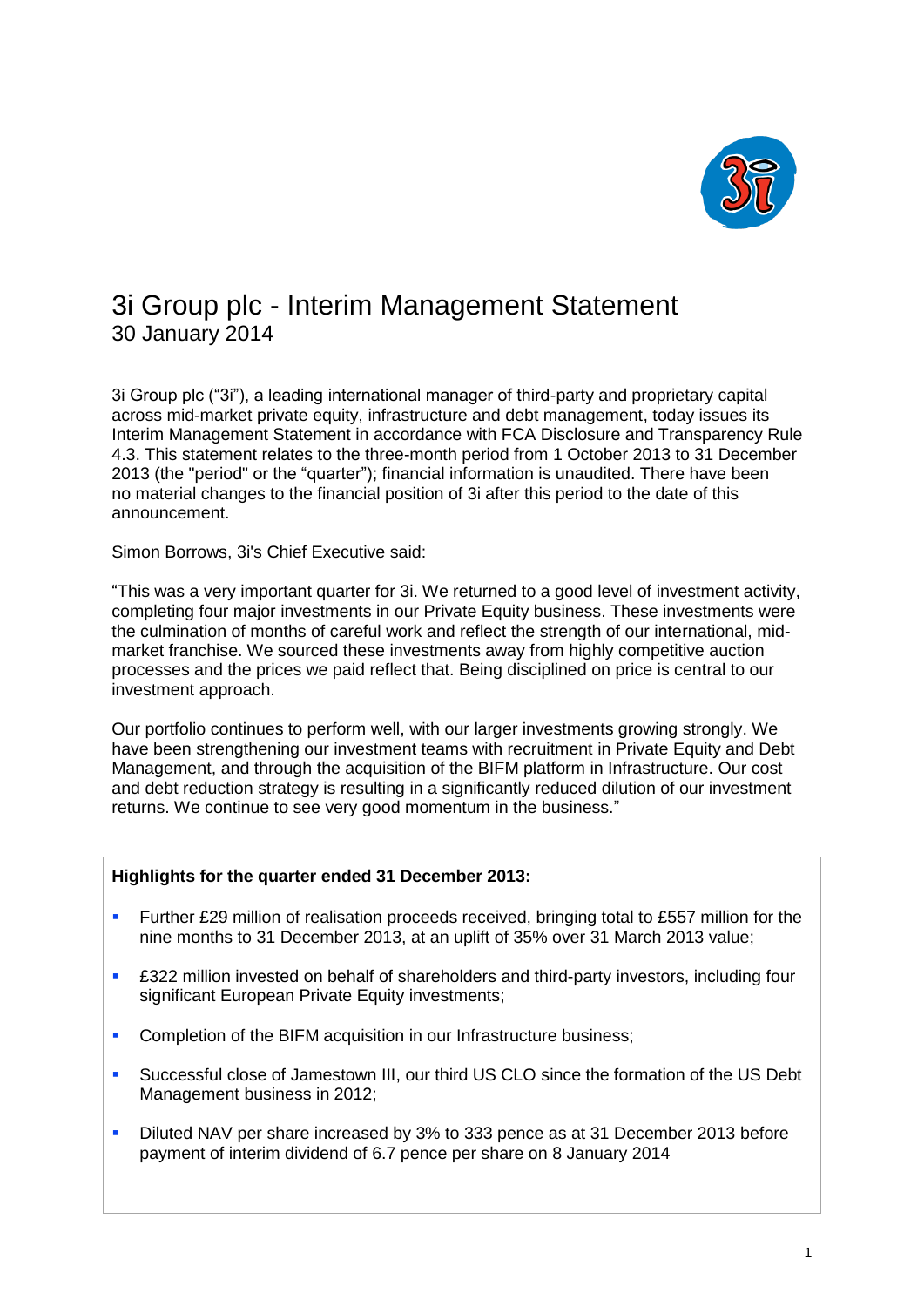# 3i Group plc - Interim Management Statement

30 January 2014

3i Group plc ("3i"), a leading international manager of third-party and proprietary capital across mid-market private equity, infrastructure and debt management, today issues its Interim Management Statement in accordance with FCA Disclosure and Transparency Rule 4.3. This statement relates to the three-month period from 1 October 2013 to 31 December 2013 (the "period" or the "quarter"); financial information is unaudited. There have been no material changes to the financial position of 3i after this period to the date of this announcement.

Simon Borrows, 3i's Chief Executive said:

"This was a very important quarter for 3i. We returned to a good level of investment activity, completing four major investments in our Private Equity business. These investments were the culmination of months of careful work and reflect the strength of our international, mid-market franchise. We sourced these investments away from highly competitive auction processes and the prices we paid reflect that. Being disciplined on price is central to our investment approach.

Our portfolio continues to perform well, with our larger investments growing strongly. We have been strengthening our investment teams with recruitment in Private Equity and Debt Management, and through the acquisition of the BIFM platform in Infrastructure. Our cost and debt reduction strategy is resulting in a significantly reduced dilution of our investment returns. We continue to see very good momentum in the business."

**Highlights for the quarter ended 31 December 2013:**

- Further £29 million of realisation proceeds received, bringing total to £557 million for the nine months to 31 December 2013, at an uplift of 35% over 31 March 2013 value;
- £322 million invested on behalf of shareholders and third-party investors, including four significant European Private Equity investments;
- Completion of the BIFM acquisition in our Infrastructure business;
- Successful close of Jamestown III, our third US CLO since the formation of the US Debt Management business in 2012;
- Diluted NAV per share increased by 3% to 333 pence as at 31 December 2013 before payment of interim dividend of 6.7 pence per share on 8 January 2014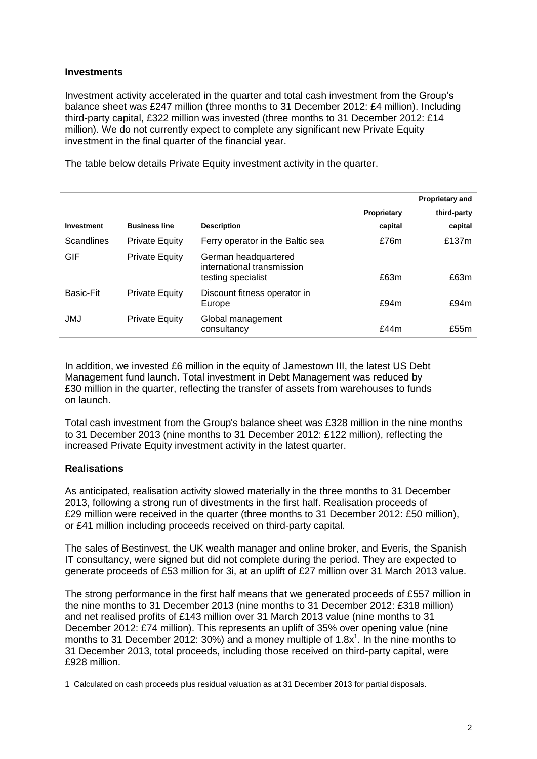## Investments

Investment activity accelerated in the quarter and total cash investment from the Group's balance sheet was £247 million (three months to 31 December 2012: £4 million). Including third-party capital, £322 million was invested (three months to 31 December 2012: £14 million). We do not currently expect to complete any significant new Private Equity investment in the final quarter of the financial year.

The table below details Private Equity investment activity in the quarter.

| Investment | Business line | Description | Proprietary capital | Proprietary and third-party capital |
|---|---|---|---|---|
| Scandlines | Private Equity | Ferry operator in the Baltic sea | £76m | £137m |
| GIF | Private Equity | German headquartered international transmission testing specialist | £63m | £63m |
| Basic-Fit | Private Equity | Discount fitness operator in Europe | £94m | £94m |
| JMJ | Private Equity | Global management consultancy | £44m | £55m |

In addition, we invested £6 million in the equity of Jamestown III, the latest US Debt Management fund launch. Total investment in Debt Management was reduced by £30 million in the quarter, reflecting the transfer of assets from warehouses to funds on launch.

Total cash investment from the Group's balance sheet was £328 million in the nine months to 31 December 2013 (nine months to 31 December 2012: £122 million), reflecting the increased Private Equity investment activity in the latest quarter.

## Realisations

As anticipated, realisation activity slowed materially in the three months to 31 December 2013, following a strong run of divestments in the first half. Realisation proceeds of £29 million were received in the quarter (three months to 31 December 2012: £50 million), or £41 million including proceeds received on third-party capital.

The sales of Bestinvest, the UK wealth manager and online broker, and Everis, the Spanish IT consultancy, were signed but did not complete during the period. They are expected to generate proceeds of £53 million for 3i, at an uplift of £27 million over 31 March 2013 value.

The strong performance in the first half means that we generated proceeds of £557 million in the nine months to 31 December 2013 (nine months to 31 December 2012: £318 million) and net realised profits of £143 million over 31 March 2013 value (nine months to 31 December 2012: £74 million). This represents an uplift of 35% over opening value (nine months to 31 December 2012: 30%) and a money multiple of 1.8x[1]. In the nine months to 31 December 2013, total proceeds, including those received on third-party capital, were £928 million.

1 Calculated on cash proceeds plus residual valuation as at 31 December 2013 for partial disposals.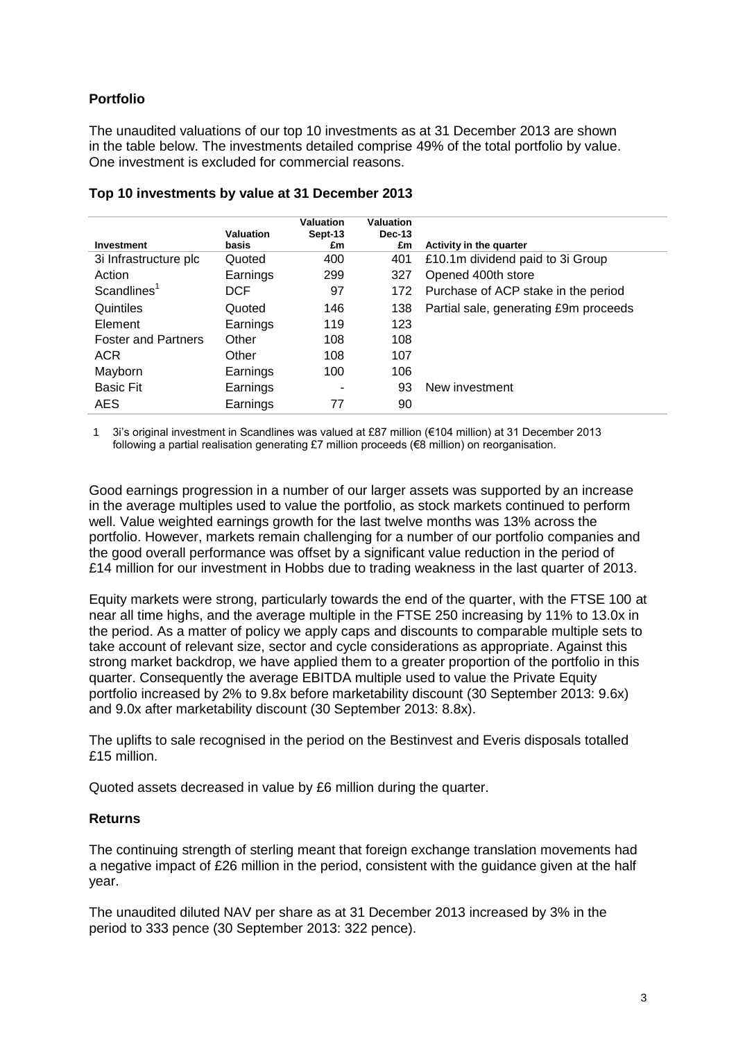## Portfolio

The unaudited valuations of our top 10 investments as at 31 December 2013 are shown in the table below. The investments detailed comprise 49% of the total portfolio by value. One investment is excluded for commercial reasons.

### Top 10 investments by value at 31 December 2013

| Investment | Valuation basis | Valuation Sept-13 £m | Valuation Dec-13 £m | Activity in the quarter |
|---|---|---|---|---|
| 3i Infrastructure plc | Quoted | 400 | 401 | £10.1m dividend paid to 3i Group |
| Action | Earnings | 299 | 327 | Opened 400th store |
| Scandlines[1] | DCF | 97 | 172 | Purchase of ACP stake in the period |
| Quintiles | Quoted | 146 | 138 | Partial sale, generating £9m proceeds |
| Element | Earnings | 119 | 123 | |
| Foster and Partners | Other | 108 | 108 | |
| ACR | Other | 108 | 107 | |
| Mayborn | Earnings | 100 | 106 | |
| Basic Fit | Earnings | - | 93 | New investment |
| AES | Earnings | 77 | 90 | |

1 3i's original investment in Scandlines was valued at £87 million (€104 million) at 31 December 2013 following a partial realisation generating £7 million proceeds (€8 million) on reorganisation.

Good earnings progression in a number of our larger assets was supported by an increase in the average multiples used to value the portfolio, as stock markets continued to perform well. Value weighted earnings growth for the last twelve months was 13% across the portfolio. However, markets remain challenging for a number of our portfolio companies and the good overall performance was offset by a significant value reduction in the period of £14 million for our investment in Hobbs due to trading weakness in the last quarter of 2013.

Equity markets were strong, particularly towards the end of the quarter, with the FTSE 100 at near all time highs, and the average multiple in the FTSE 250 increasing by 11% to 13.0x in the period. As a matter of policy we apply caps and discounts to comparable multiple sets to take account of relevant size, sector and cycle considerations as appropriate. Against this strong market backdrop, we have applied them to a greater proportion of the portfolio in this quarter. Consequently the average EBITDA multiple used to value the Private Equity portfolio increased by 2% to 9.8x before marketability discount (30 September 2013: 9.6x) and 9.0x after marketability discount (30 September 2013: 8.8x).

The uplifts to sale recognised in the period on the Bestinvest and Everis disposals totalled £15 million.

Quoted assets decreased in value by £6 million during the quarter.

## Returns

The continuing strength of sterling meant that foreign exchange translation movements had a negative impact of £26 million in the period, consistent with the guidance given at the half year.

The unaudited diluted NAV per share as at 31 December 2013 increased by 3% in the period to 333 pence (30 September 2013: 322 pence).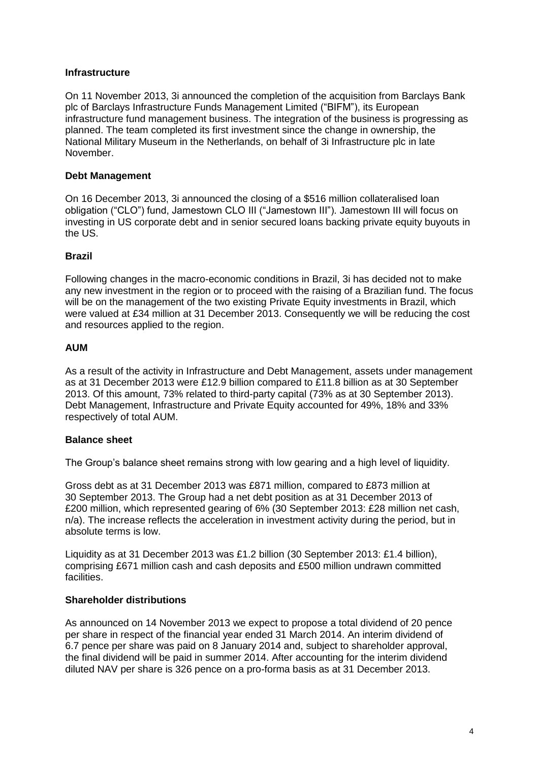### Infrastructure

On 11 November 2013, 3i announced the completion of the acquisition from Barclays Bank plc of Barclays Infrastructure Funds Management Limited ("BIFM"), its European infrastructure fund management business. The integration of the business is progressing as planned. The team completed its first investment since the change in ownership, the National Military Museum in the Netherlands, on behalf of 3i Infrastructure plc in late November.

### Debt Management

On 16 December 2013, 3i announced the closing of a $516 million collateralised loan obligation ("CLO") fund, Jamestown CLO III ("Jamestown III"). Jamestown III will focus on investing in US corporate debt and in senior secured loans backing private equity buyouts in the US.

### Brazil

Following changes in the macro-economic conditions in Brazil, 3i has decided not to make any new investment in the region or to proceed with the raising of a Brazilian fund. The focus will be on the management of the two existing Private Equity investments in Brazil, which were valued at £34 million at 31 December 2013. Consequently we will be reducing the cost and resources applied to the region.

### AUM

As a result of the activity in Infrastructure and Debt Management, assets under management as at 31 December 2013 were £12.9 billion compared to £11.8 billion as at 30 September 2013. Of this amount, 73% related to third-party capital (73% as at 30 September 2013). Debt Management, Infrastructure and Private Equity accounted for 49%, 18% and 33% respectively of total AUM.

### Balance sheet

The Group's balance sheet remains strong with low gearing and a high level of liquidity.

Gross debt as at 31 December 2013 was £871 million, compared to £873 million at 30 September 2013. The Group had a net debt position as at 31 December 2013 of £200 million, which represented gearing of 6% (30 September 2013: £28 million net cash, n/a). The increase reflects the acceleration in investment activity during the period, but in absolute terms is low.

Liquidity as at 31 December 2013 was £1.2 billion (30 September 2013: £1.4 billion), comprising £671 million cash and cash deposits and £500 million undrawn committed facilities.

### Shareholder distributions

As announced on 14 November 2013 we expect to propose a total dividend of 20 pence per share in respect of the financial year ended 31 March 2014. An interim dividend of 6.7 pence per share was paid on 8 January 2014 and, subject to shareholder approval, the final dividend will be paid in summer 2014. After accounting for the interim dividend diluted NAV per share is 326 pence on a pro-forma basis as at 31 December 2013.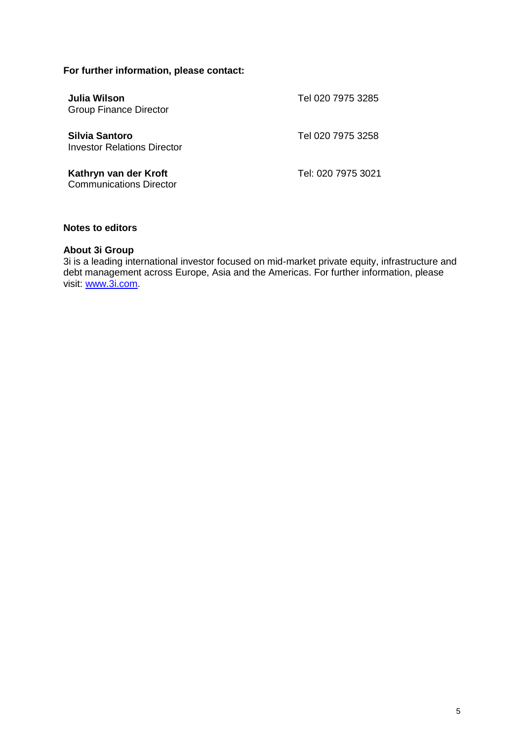**For further information, please contact:**

| | |
|---|---|
| **Julia Wilson**<br>Group Finance Director | Tel 020 7975 3285 |
| **Silvia Santoro**<br>Investor Relations Director | Tel 020 7975 3258 |
| **Kathryn van der Kroft**<br>Communications Director | Tel: 020 7975 3021 |

**Notes to editors**

**About 3i Group**

3i is a leading international investor focused on mid-market private equity, infrastructure and debt management across Europe, Asia and the Americas. For further information, please visit: [www.3i.com](http://www.3i.com).